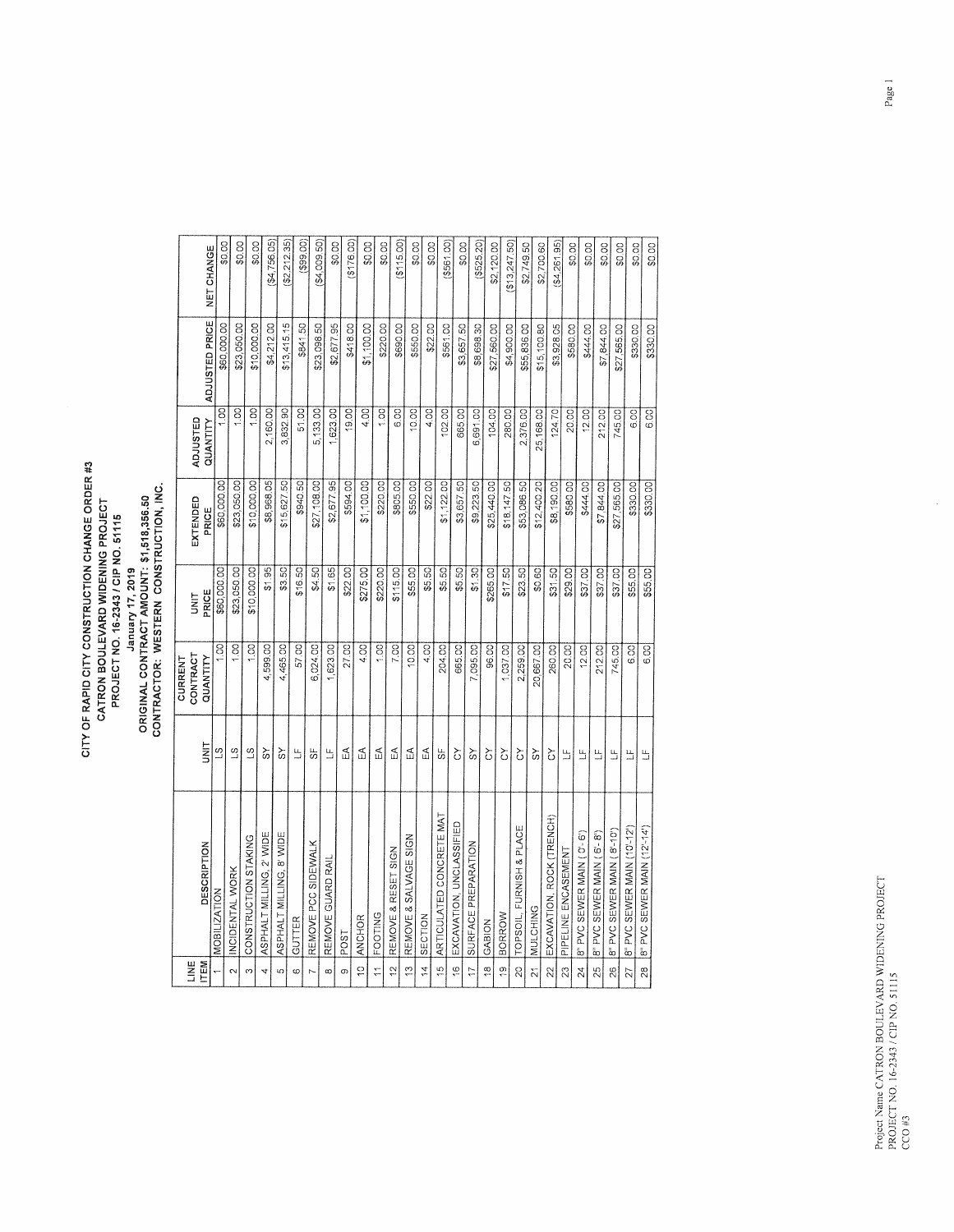# CITY OF RAPID CITY CONSTRUCTION CHANGE ORDER #3

## CATRON BOULEVARD WIDENING PROJECT

## PROJECT NO. 16-2343 / CIP NO. 51115

January 17, 2019

**ORIGINAL CONTRACT AMOUNT: $1,518,356.50**

**CONTRACTOR: WESTERN CONSTRUCTION, INC.**

| LINE ITEM | DESCRIPTION | UNIT | CURRENT CONTRACT QUANTITY | UNIT PRICE | EXTENDED PRICE | ADJUSTED QUANTITY | ADJUSTED PRICE | NET CHANGE |
|---|---|---|---|---|---|---|---|---|
| 1 | MOBILIZATION | LS | 1.00 | $60,000.00 | $60,000.00 | 1.00 | $60,000.00 | $0.00 |
| 2 | INCIDENTAL WORK | LS | 1.00 | $23,050.00 | $23,050.00 | 1.00 | $23,050.00 | $0.00 |
| 3 | CONSTRUCTION STAKING | LS | 1.00 | $10,000.00 | $10,000.00 | 1.00 | $10,000.00 | $0.00 |
| 4 | ASPHALT MILLING, 2' WIDE | SY | 4,599.00 | $1.95 | $8,968.05 | 2,160.00 | $4,212.00 | ($4,756.05) |
| 5 | ASPHALT MILLING, 8' WIDE | SY | 4,465.00 | $3.50 | $15,627.50 | 3,832.90 | $13,415.15 | ($2,212.35) |
| 6 | GUTTER | LF | 57.00 | $16.50 | $940.50 | 51.00 | $841.50 | ($99.00) |
| 7 | REMOVE PCC SIDEWALK | SF | 6,024.00 | $4.50 | $27,108.00 | 5,133.00 | $23,098.50 | ($4,009.50) |
| 8 | REMOVE GUARD RAIL | LF | 1,623.00 | $1.65 | $2,677.95 | 1,623.00 | $2,677.95 | $0.00 |
| 9 | POST | EA | 27.00 | $22.00 | $594.00 | 19.00 | $418.00 | ($176.00) |
| 10 | ANCHOR | EA | 4.00 | $275.00 | $1,100.00 | 4.00 | $1,100.00 | $0.00 |
| 11 | FOOTING | EA | 1.00 | $220.00 | $220.00 | 1.00 | $220.00 | $0.00 |
| 12 | REMOVE & RESET SIGN | EA | 7.00 | $115.00 | $805.00 | 6.00 | $690.00 | ($115.00) |
| 13 | REMOVE & SALVAGE SIGN | EA | 10.00 | $55.00 | $550.00 | 10.00 | $550.00 | $0.00 |
| 14 | SECTION | EA | 4.00 | $5.50 | $22.00 | 4.00 | $22.00 | $0.00 |
| 15 | ARTICULATED CONCRETE MAT | SF | 204.00 | $5.50 | $1,122.00 | 102.00 | $561.00 | ($561.00) |
| 16 | EXCAVATION, UNCLASSIFIED | CY | 665.00 | $5.50 | $3,657.50 | 665.00 | $3,657.50 | $0.00 |
| 17 | SURFACE PREPARATION | SY | 7,095.00 | $1.30 | $9,223.50 | 6,691.00 | $8,698.30 | ($525.20) |
| 18 | GABION | CY | 96.00 | $265.00 | $25,440.00 | 104.00 | $27,560.00 | $2,120.00 |
| 19 | BORROW | CY | 1,037.00 | $17.50 | $18,147.50 | 280.00 | $4,900.00 | ($13,247.50) |
| 20 | TOPSOIL, FURNISH & PLACE | CY | 2,259.00 | $23.50 | $53,086.50 | 2,376.00 | $55,836.00 | $2,749.50 |
| 21 | MULCHING | SY | 20,667.00 | $0.60 | $12,400.20 | 25,168.00 | $15,100.80 | $2,700.60 |
| 22 | EXCAVATION, ROCK (TRENCH) | CY | 260.00 | $31.50 | $8,190.00 | 124.70 | $3,928.05 | ($4,261.95) |
| 23 | PIPELINE ENCASEMENT | LF | 20.00 | $29.00 | $580.00 | 20.00 | $580.00 | $0.00 |
| 24 | 8" PVC SEWER MAIN ( 0'- 6') | LF | 12.00 | $37.00 | $444.00 | 12.00 | $444.00 | $0.00 |
| 25 | 8" PVC SEWER MAIN ( 6'- 8') | LF | 212.00 | $37.00 | $7,844.00 | 212.00 | $7,844.00 | $0.00 |
| 26 | 8" PVC SEWER MAIN ( 8'-10') | LF | 745.00 | $37.00 | $27,565.00 | 745.00 | $27,565.00 | $0.00 |
| 27 | 8" PVC SEWER MAIN (10'-12') | LF | 6.00 | $55.00 | $330.00 | 6.00 | $330.00 | $0.00 |
| 28 | 8" PVC SEWER MAIN (12'-14') | LF | 6.00 | $55.00 | $330.00 | 6.00 | $330.00 | $0.00 |

Project Name CATRON BOULEVARD WIDENING PROJECT
PROJECT NO. 16-2343 / CIP NO. 51115
CCO #3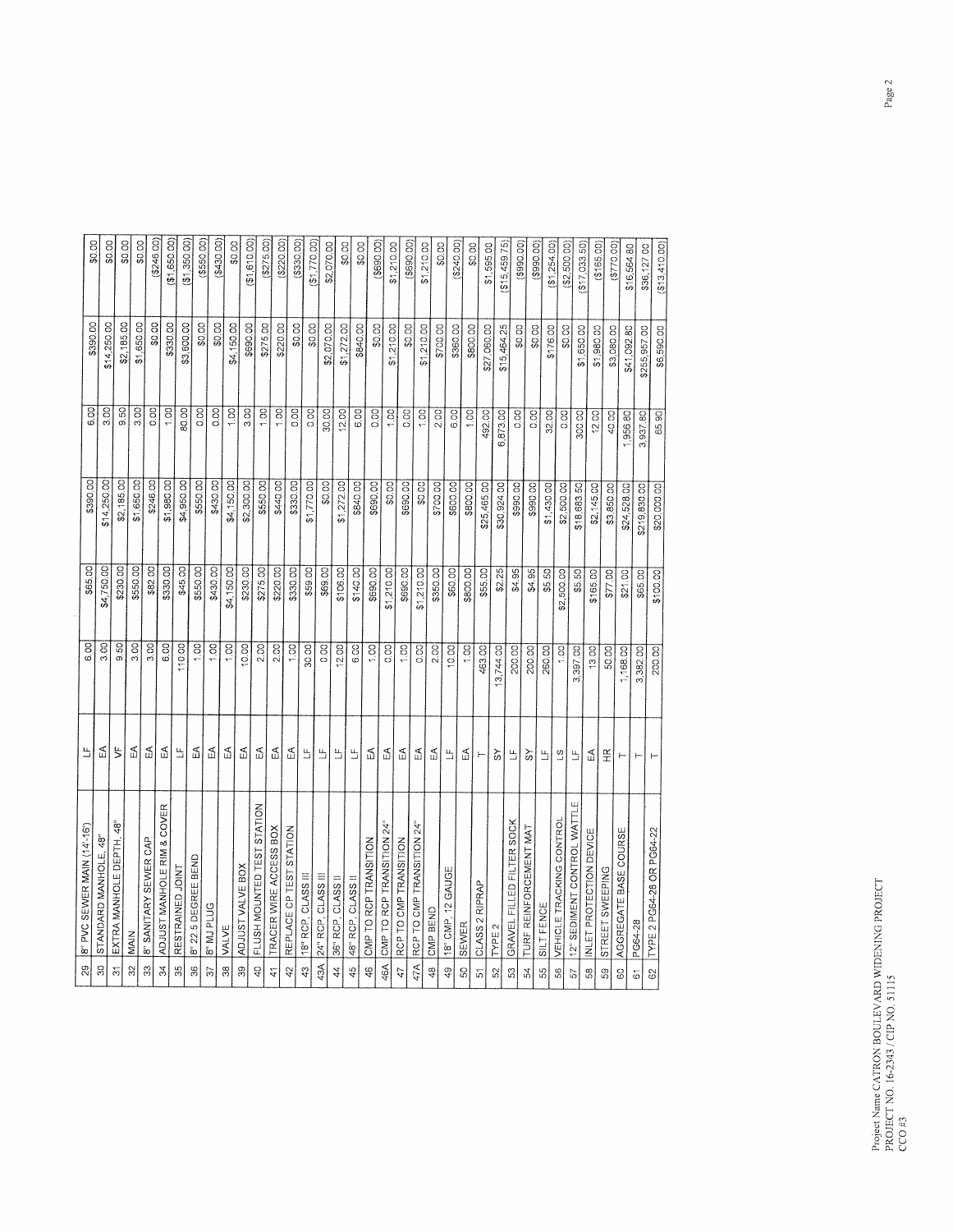| | | | | | | | | |
|---|---|---|---|---|---|---|---|---|
| 29 | 8" PVC SEWER MAIN (14'-16') | LF | 6.00 | $65.00 | $390.00 | 6.00 | $390.00 | $0.00 |
| 30 | STANDARD MANHOLE, 48" | EA | 3.00 | $4,750.00 | $14,250.00 | 3.00 | $14,250.00 | $0.00 |
| 31 | EXTRA MANHOLE DEPTH, 48" | VF | 9.50 | $230.00 | $2,185.00 | 9.50 | $2,185.00 | $0.00 |
| 32 | MAIN | EA | 3.00 | $550.00 | $1,650.00 | 3.00 | $1,650.00 | $0.00 |
| 33 | 8" SANITARY SEWER CAP | EA | 3.00 | $82.00 | $246.00 | 0.00 | $0.00 | ($246.00) |
| 34 | ADJUST MANHOLE RIM & COVER | EA | 6.00 | $330.00 | $1,980.00 | 1.00 | $330.00 | ($1,650.00) |
| 35 | RESTRAINED JOINT | LF | 110.00 | $45.00 | $4,950.00 | 80.00 | $3,600.00 | ($1,350.00) |
| 36 | 8" 22.5 DEGREE BEND | EA | 1.00 | $550.00 | $550.00 | 0.00 | $0.00 | ($550.00) |
| 37 | 8" MJ PLUG | EA | 1.00 | $430.00 | $430.00 | 0.00 | $0.00 | ($430.00) |
| 38 | VALVE | EA | 1.00 | $4,150.00 | $4,150.00 | 1.00 | $4,150.00 | $0.00 |
| 39 | ADJUST VALVE BOX | EA | 10.00 | $230.00 | $2,300.00 | 3.00 | $690.00 | ($1,610.00) |
| 40 | FLUSH MOUNTED TEST STATION | EA | 2.00 | $275.00 | $550.00 | 1.00 | $275.00 | ($275.00) |
| 41 | TRACER WIRE ACCESS BOX | EA | 2.00 | $220.00 | $440.00 | 1.00 | $220.00 | ($220.00) |
| 42 | REPLACE CP TEST STATION | EA | 1.00 | $330.00 | $330.00 | 0.00 | $0.00 | ($330.00) |
| 43 | 18" RCP, CLASS III | LF | 30.00 | $59.00 | $1,770.00 | 0.00 | $0.00 | ($1,770.00) |
| 43A | 24" RCP, CLASS III | LF | 0.00 | $69.00 | $0.00 | 30.00 | $2,070.00 | $2,070.00 |
| 44 | 36" RCP, CLASS II | LF | 12.00 | $106.00 | $1,272.00 | 12.00 | $1,272.00 | $0.00 |
| 45 | 48" RCP, CLASS II | LF | 6.00 | $140.00 | $840.00 | 6.00 | $840.00 | $0.00 |
| 46 | CMP TO RCP TRANSITION | EA | 1.00 | $690.00 | $690.00 | 0.00 | $0.00 | ($690.00) |
| 46A | CMP TO RCP TRANSITION 24" | EA | 0.00 | $1,210.00 | $0.00 | 1.00 | $1,210.00 | $1,210.00 |
| 47 | RCP TO CMP TRANSITION | EA | 1.00 | $690.00 | $690.00 | 0.00 | $0.00 | ($690.00) |
| 47A | RCP TO CMP TRANSITION 24" | EA | 0.00 | $1,210.00 | $0.00 | 1.00 | $1,210.00 | $1,210.00 |
| 48 | CMP BEND | EA | 2.00 | $350.00 | $700.00 | 2.00 | $700.00 | $0.00 |
| 49 | 18" CMP, 12 GAUGE | LF | 10.00 | $60.00 | $600.00 | 6.00 | $360.00 | ($240.00) |
| 50 | SEWER | EA | 1.00 | $800.00 | $800.00 | 1.00 | $800.00 | $0.00 |
| 51 | CLASS 2 RIPRAP | T | 463.00 | $55.00 | $25,465.00 | 492.00 | $27,060.00 | $1,595.00 |
| 52 | TYPE 2 | SY | 13,744.00 | $2.25 | $30,924.00 | 6,873.00 | $15,464.25 | ($15,459.75) |
| 53 | GRAVEL FILLED FILTER SOCK | LF | 200.00 | $4.95 | $990.00 | 0.00 | $0.00 | ($990.00) |
| 54 | TURF REINFORCEMENT MAT | SY | 200.00 | $4.95 | $990.00 | 0.00 | $0.00 | ($990.00) |
| 55 | SILT FENCE | LF | 260.00 | $5.50 | $1,430.00 | 32.00 | $176.00 | ($1,254.00) |
| 56 | VEHICLE TRACKING CONTROL | LS | 1.00 | $2,500.00 | $2,500.00 | 0.00 | $0.00 | ($2,500.00) |
| 57 | 12" SEDIMENT CONTROL WATTLE | LF | 3,397.00 | $5.50 | $18,683.50 | 300.00 | $1,650.00 | ($17,033.50) |
| 58 | INLET PROTECTION DEVICE | EA | 13.00 | $165.00 | $2,145.00 | 12.00 | $1,980.00 | ($165.00) |
| 59 | STREET SWEEPING | HR | 50.00 | $77.00 | $3,850.00 | 40.00 | $3,080.00 | ($770.00) |
| 60 | AGGREGATE BASE COURSE | T | 1,168.00 | $21.00 | $24,528.00 | 1,956.80 | $41,092.80 | $16,564.80 |
| 61 | PG64-28 | T | 3,382.00 | $65.00 | $219,830.00 | 3,937.80 | $255,957.00 | $36,127.00 |
| 62 | TYPE 2 PG64-28 OR PG64-22 | T | 200.00 | $100.00 | $20,000.00 | 65.90 | $6,590.00 | ($13,410.00) |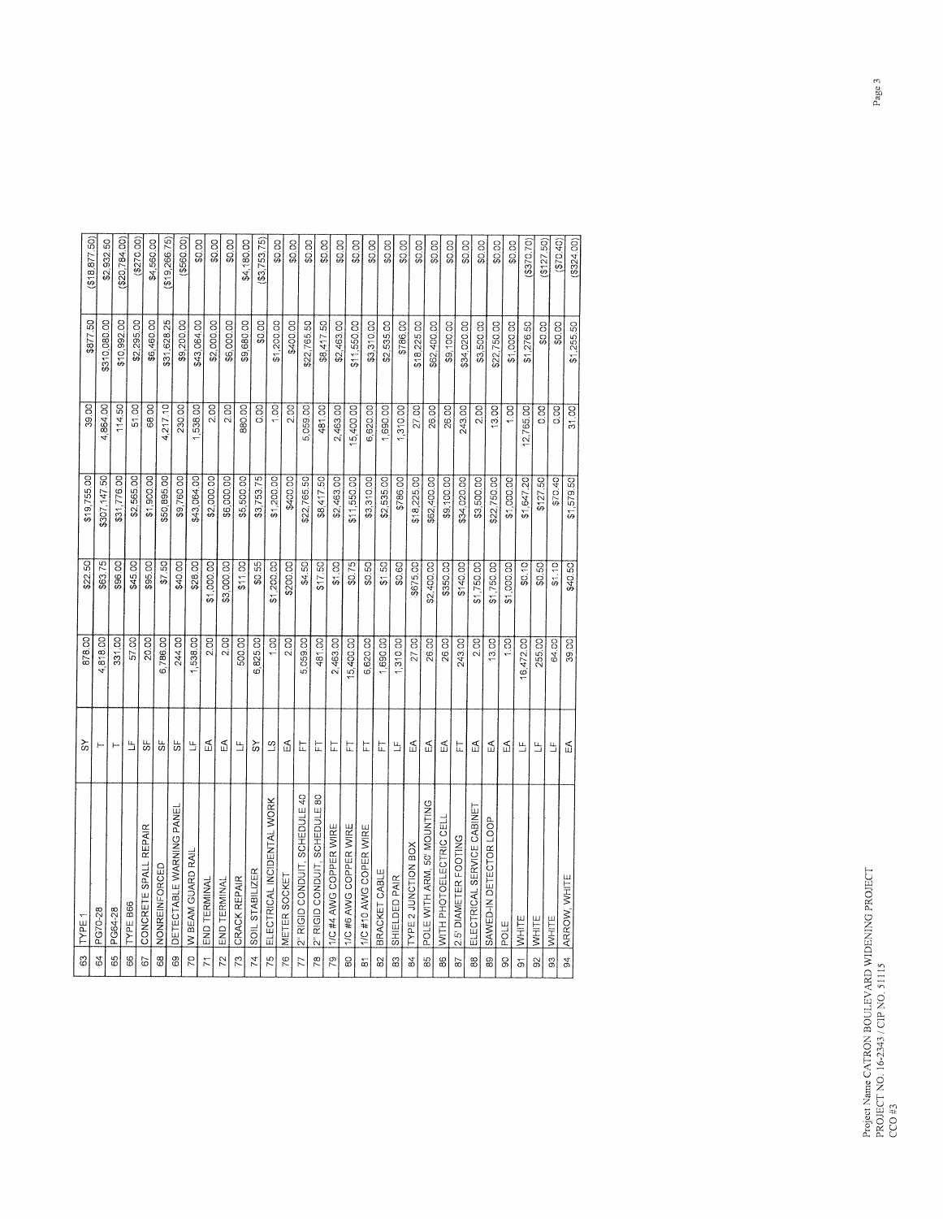| 63 | TYPE 1 | SY | 878.00 | $22.50 | $19,755.00 | 39.00 | $877.50 | ($18,877.50) |
|---|---|---|---|---|---|---|---|---|
| 64 | PG70-28 | T | 4,818.00 | $63.75 | $307,147.50 | 4,864.00 | $310,080.00 | $2,932.50 |
| 65 | PG64-28 | T | 331.00 | $96.00 | $31,776.00 | 114.50 | $10,992.00 | ($20,784.00) |
| 66 | TYPE B66 | LF | 57.00 | $45.00 | $2,565.00 | 51.00 | $2,295.00 | ($270.00) |
| 67 | CONCRETE SPALL REPAIR | SF | 20.00 | $95.00 | $1,900.00 | 68.00 | $6,460.00 | $4,560.00 |
| 68 | NONREINFORCED | SF | 6,786.00 | $7.50 | $50,895.00 | 4,217.10 | $31,628.25 | ($19,266.75) |
| 69 | DETECTABLE WARNING PANEL | SF | 244.00 | $40.00 | $9,760.00 | 230.00 | $9,200.00 | ($560.00) |
| 70 | W BEAM GUARD RAIL | LF | 1,538.00 | $28.00 | $43,064.00 | 1,538.00 | $43,064.00 | $0.00 |
| 71 | END TERMINAL | EA | 2.00 | $1,000.00 | $2,000.00 | 2.00 | $2,000.00 | $0.00 |
| 72 | END TERMINAL | EA | 2.00 | $3,000.00 | $6,000.00 | 2.00 | $6,000.00 | $0.00 |
| 73 | CRACK REPAIR | LF | 500.00 | $11.00 | $5,500.00 | 880.00 | $9,680.00 | $4,180.00 |
| 74 | SOIL STABILIZER | SY | 6,825.00 | $0.55 | $3,753.75 | 0.00 | $0.00 | ($3,753.75) |
| 75 | ELECTRICAL INCIDENTAL WORK | LS | 1.00 | $1,200.00 | $1,200.00 | 1.00 | $1,200.00 | $0.00 |
| 76 | METER SOCKET | EA | 2.00 | $200.00 | $400.00 | 2.00 | $400.00 | $0.00 |
| 77 | 2" RIGID CONDUIT, SCHEDULE 40 | FT | 5,059.00 | $4.50 | $22,765.50 | 5,059.00 | $22,765.50 | $0.00 |
| 78 | 2" RIGID CONDUIT, SCHEDULE 80 | FT | 481.00 | $17.50 | $8,417.50 | 481.00 | $8,417.50 | $0.00 |
| 79 | 1/C #4 AWG COPPER WIRE | FT | 2,463.00 | $1.00 | $2,463.00 | 2,463.00 | $2,463.00 | $0.00 |
| 80 | 1/C #6 AWG COPPER WIRE | FT | 15,400.00 | $0.75 | $11,550.00 | 15,400.00 | $11,550.00 | $0.00 |
| 81 | 1/C #10 AWG COPER WIRE | FT | 6,620.00 | $0.50 | $3,310.00 | 6,620.00 | $3,310.00 | $0.00 |
| 82 | BRACKET CABLE | FT | 1,690.00 | $1.50 | $2,535.00 | 1,690.00 | $2,535.00 | $0.00 |
| 83 | SHIELDED PAIR | LF | 1,310.00 | $0.60 | $786.00 | 1,310.00 | $786.00 | $0.00 |
| 84 | TYPE 2 JUNCTION BOX | EA | 27.00 | $675.00 | $18,225.00 | 27.00 | $18,225.00 | $0.00 |
| 85 | POLE WITH ARM, 50' MOUNTING | EA | 26.00 | $2,400.00 | $62,400.00 | 26.00 | $62,400.00 | $0.00 |
| 86 | WITH PHOTOELECTRIC CELL | EA | 26.00 | $350.00 | $9,100.00 | 26.00 | $9,100.00 | $0.00 |
| 87 | 2.5' DIAMETER FOOTING | FT | 243.00 | $140.00 | $34,020.00 | 243.00 | $34,020.00 | $0.00 |
| 88 | ELECTRICAL SERVICE CABINET | EA | 2.00 | $1,750.00 | $3,500.00 | 2.00 | $3,500.00 | $0.00 |
| 89 | SAWED-IN DETECTOR LOOP | EA | 13.00 | $1,750.00 | $22,750.00 | 13.00 | $22,750.00 | $0.00 |
| 90 | POLE | EA | 1.00 | $1,000.00 | $1,000.00 | 1.00 | $1,000.00 | $0.00 |
| 91 | WHITE | LF | 16,472.00 | $0.10 | $1,647.20 | 12,765.00 | $1,276.50 | ($370.70) |
| 92 | WHITE | LF | 255.00 | $0.50 | $127.50 | 0.00 | $0.00 | ($127.50) |
| 93 | WHITE | LF | 64.00 | $1.10 | $70.40 | 0.00 | $0.00 | ($70.40) |
| 94 | ARROW, WHITE | EA | 39.00 | $40.50 | $1,579.50 | 31.00 | $1,255.50 | ($324.00) |

Project Name CATRON BOULEVARD WIDENING PROJECT
PROJECT NO. 16-2343 / CIP NO. 51115
CCO #3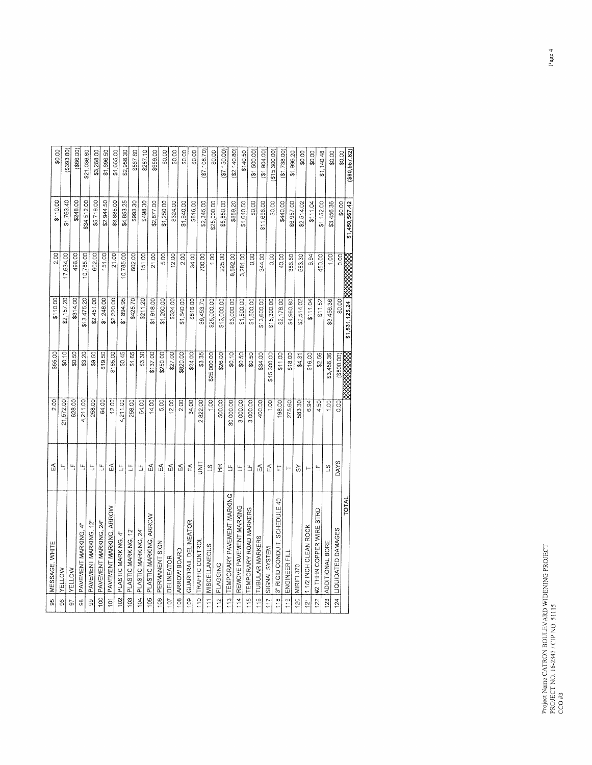| 95 | MESSAGE, WHITE | EA | 2.00 | $55.00 | $110.00 | 2.00 | $110.00 | $0.00 |
|---|---|---|---|---|---|---|---|---|
| 96 | YELLOW | LF | 21,572.00 | $0.10 | $2,157.20 | 17,634.00 | $1,763.40 | ($393.80) |
| 97 | YELLOW | LF | 628.00 | $0.50 | $314.00 | 496.00 | $248.00 | ($66.00) |
| 98 | PAVEMENT MARKING, 4" | LF | 4,211.00 | $3.20 | $13,475.20 | 10,785.00 | $34,512.00 | $21,036.80 |
| 99 | PAVEMENT MARKING, 12" | LF | 258.00 | $9.50 | $2,451.00 | 602.00 | $5,719.00 | $3,268.00 |
| 100 | PAVEMENT MARKING, 24" | LF | 64.00 | $19.50 | $1,248.00 | 151.00 | $2,944.50 | $1,696.50 |
| 101 | PAVEMENT MARKING, ARROW | EA | 12.00 | $185.00 | $2,220.00 | 21.00 | $3,885.00 | $1,665.00 |
| 102 | PLASTIC MARKING, 4" | LF | 4,211.00 | $0.45 | $1,894.95 | 10,785.00 | $4,853.25 | $2,958.30 |
| 103 | PLASTIC MARKING, 12" | LF | 258.00 | $1.65 | $425.70 | 602.00 | $993.30 | $567.60 |
| 104 | PLASTIC MARKING, 24" | LF | 64.00 | $3.30 | $211.20 | 151.00 | $498.30 | $287.10 |
| 105 | PLASTIC MARKING, ARROW | EA | 14.00 | $137.00 | $1,918.00 | 21.00 | $2,877.00 | $959.00 |
| 106 | PERMANENT SIGN | EA | 5.00 | $250.00 | $1,250.00 | 5.00 | $1,250.00 | $0.00 |
| 107 | DELINEATOR | EA | 12.00 | $27.00 | $324.00 | 12.00 | $324.00 | $0.00 |
| 108 | ARROW BOARD | EA | 2.00 | $820.00 | $1,640.00 | 2.00 | $1,640.00 | $0.00 |
| 109 | GUARDRAIL DELINEATOR | EA | 34.00 | $24.00 | $816.00 | 34.00 | $816.00 | $0.00 |
| 110 | TRAFFIC CONTROL | UNIT | 2,822.00 | $3.35 | $9,453.70 | 700.00 | $2,345.00 | ($7,108.70) |
| 111 | MISCELLANEOUS | LS | 1.00 | $25,000.00 | $25,000.00 | 1.00 | $25,000.00 | $0.00 |
| 112 | FLAGGING | HR | 500.00 | $26.00 | $13,000.00 | 225.00 | $5,850.00 | ($7,150.00) |
| 113 | TEMPORARY PAVEMENT MARKING | LF | 30,000.00 | $0.10 | $3,000.00 | 8,592.00 | $859.20 | ($2,140.80) |
| 114 | REMOVE PAVEMENT MARKING | LF | 3,000.00 | $0.50 | $1,500.00 | 3,281.00 | $1,640.50 | $140.50 |
| 115 | TEMPORARY ROAD MARKERS | LF | 3,000.00 | $0.50 | $1,500.00 | 0.00 | $0.00 | ($1,500.00) |
| 116 | TUBULAR MARKERS | EA | 400.00 | $34.00 | $13,600.00 | 344.00 | $11,696.00 | ($1,904.00) |
| 117 | SIGNAL SYSTEM | EA | 1.00 | $15,300.00 | $15,300.00 | 0.00 | $0.00 | ($15,300.00) |
| 118 | 3" RIGID CONDUIT, SCHEDULE 40 | FT | 198.00 | $11.00 | $2,178.00 | 40.00 | $440.00 | ($1,738.00) |
| 119 | ENGINEER FILL | T | 275.60 | $18.00 | $4,960.80 | 386.50 | $6,957.00 | $1,996.20 |
| 120 | MIRIFI 370 | SY | 583.30 | $4.31 | $2,514.02 | 583.30 | $2,514.02 | $0.00 |
| 121 | 1 1/2 INCH CLEAN ROCK | T | 6.94 | $16.00 | $111.04 | 6.94 | $111.04 | $0.00 |
| 122 | #2 THHN COPPER WIRE STRD | LF | 4.50 | $2.56 | $11.52 | 450.00 | $1,152.00 | $1,140.48 |
| 123 | ADDITIONAL BORE | LS | 1.00 | $3,456.36 | $3,456.36 | 1.00 | $3,456.36 | $0.00 |
| 124 | LIQUIDATED DAMAGES | DAYS | 0.00 | ($800.00) | $0.00 | 0.00 | $0.00 | $0.00 |
| | TOTAL | | | | $1,531,125.24 | | $1,450,567.42 | ($80,557.82) |

Project Name CATRON BOULEVARD WIDENING PROJECT
PROJECT NO. 16-2343 / CIP NO. 51115
CCO #3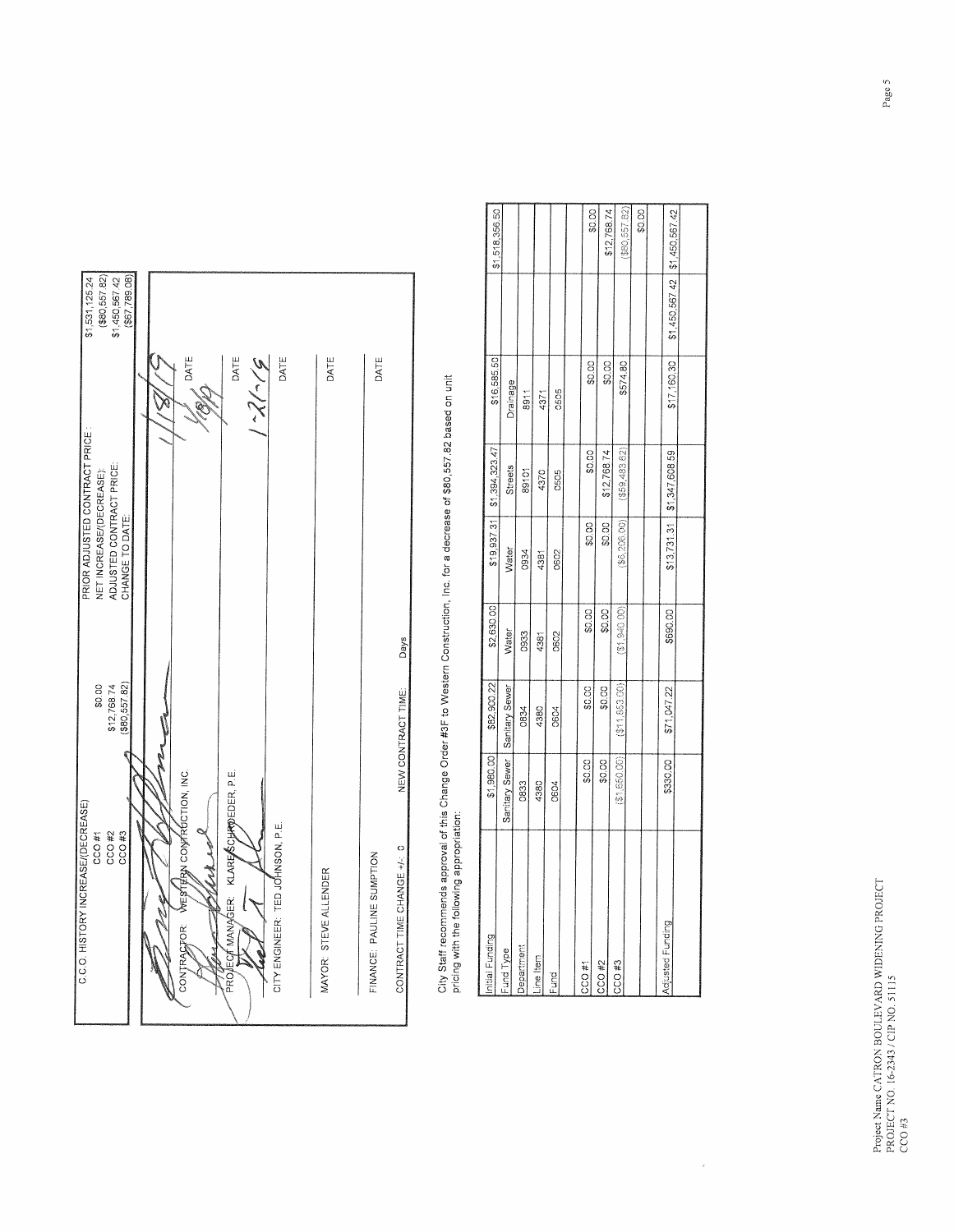| C.C.O. HISTORY INCREASE/(DECREASE) | | PRIOR ADJUSTED CONTRACT PRICE: | $1,531,125.24 |
|---|---|---|---|
| CCO #1 | $0.00 | NET INCREASE/(DECREASE): | ($80,557.82) |
| CCO #2 | $12,768.74 | ADJUSTED CONTRACT PRICE: | $1,450,567.42 |
| CCO #3 | ($80,557.82) | CHANGE TO DATE: | ($67,789.08) |

CONTRACTOR: WESTERN CONSTRUCTION, INC. — DATE 1/18/19

PROJECT MANAGER: KLARE SCHROEDER, P.E. — DATE 1/18/19

CITY ENGINEER: TED JOHNSON, P.E. — DATE 1-21-19

MAYOR: STEVE ALLENDER — DATE

FINANCE: PAULINE SUMPTION — DATE

CONTRACT TIME CHANGE +/-: 0 NEW CONTRACT TIME: Days

City Staff recommends approval of this Change Order #3F to Western Construction, Inc. for a decrease of $80,557.82 based on unit pricing with the following appropriation:

| Initial Funding | $1,960.00 | $82,900.22 | $2,630.00 | $19,937.31 | $1,394,323.47 | $16,585.50 | | $1,518,356.50 |
|---|---|---|---|---|---|---|---|---|
| Fund Type | Sanitary Sewer | Sanitary Sewer | Water | Water | Streets | Drainage | | |
| Department | 0833 | 0834 | 0933 | 0934 | 89101 | 8911 | | |
| Line Item | 4380 | 4380 | 4381 | 4381 | 4370 | 4371 | | |
| Fund | 0604 | 0604 | 0602 | 0602 | 0505 | 0505 | | |
| | | | | | | | | |
| CCO #1 | $0.00 | $0.00 | $0.00 | $0.00 | $0.00 | $0.00 | | $0.00 |
| CCO #2 | $0.00 | $0.00 | $0.00 | $0.00 | $12,768.74 | $0.00 | | $12,768.74 |
| CCO #3 | ($1,650.00) | ($11,853.00) | ($1,940.00) | ($6,206.00) | ($59,483.62) | $574.80 | | ($80,557.82) |
| | | | | | | | | $0.00 |
| Adjusted Funding | $330.00 | $71,047.22 | $690.00 | $13,731.31 | $1,347,608.59 | $17,160.30 | $1,450,567.42 | $1,450,567.42 |

Project Name CATRON BOULEVARD WIDENING PROJECT
PROJECT NO. 16-2343 / CIP NO. 51115
CCO #3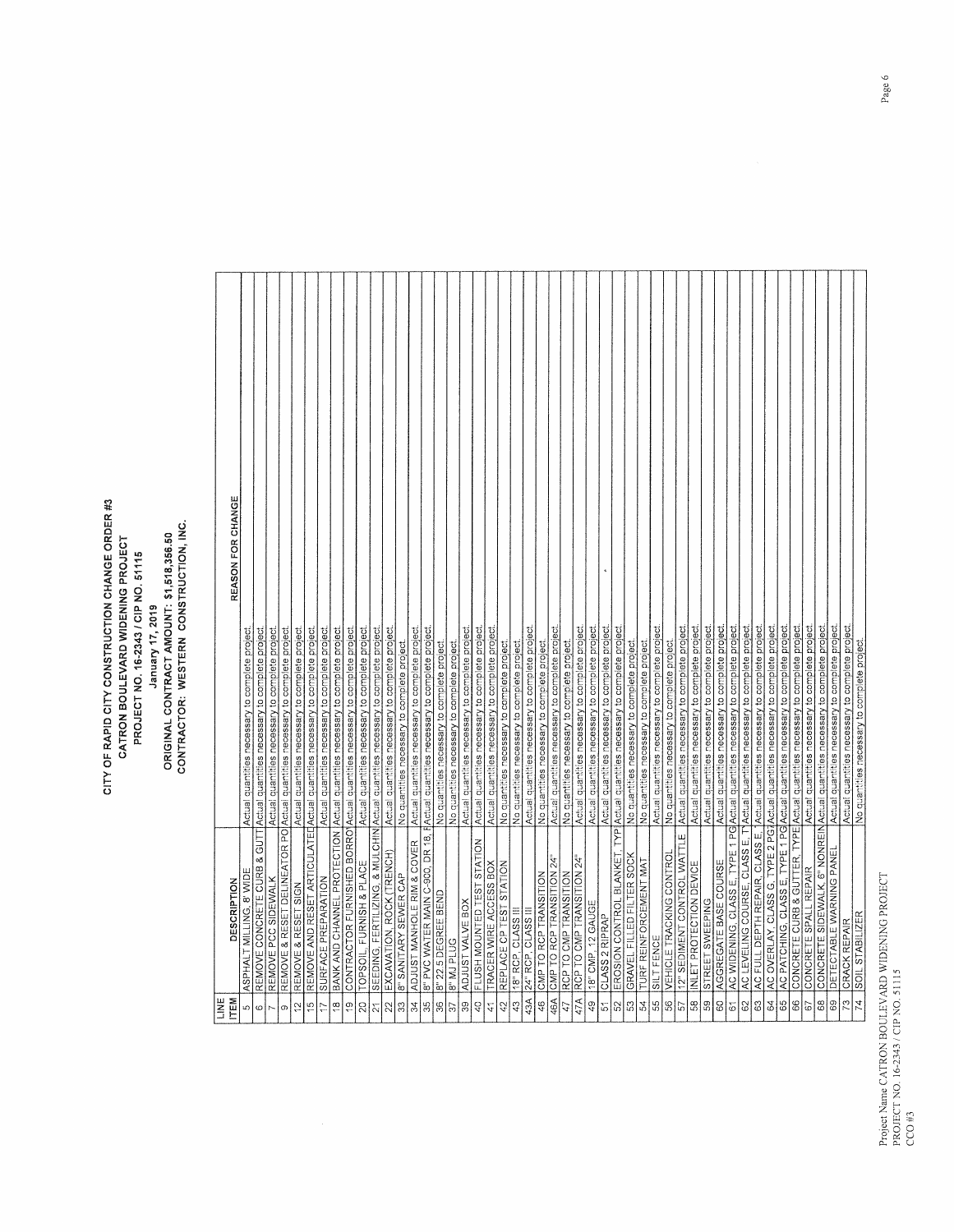# CITY OF RAPID CITY CONSTRUCTION CHANGE ORDER #3

**CATRON BOULEVARD WIDENING PROJECT**
**PROJECT NO. 16-2343 / CIP NO. 51115**
**January 17, 2019**
**ORIGINAL CONTRACT AMOUNT: $1,518,356.50**
**CONTRACTOR: WESTERN CONSTRUCTION, INC.**

| LINE ITEM | DESCRIPTION | REASON FOR CHANGE |
|---|---|---|
| 5 | ASPHALT MILLING, 8' WIDE | Actual quantities necessary to complete project. |
| 6 | REMOVE CONCRETE CURB & GUTT | Actual quantities necessary to complete project. |
| 7 | REMOVE PCC SIDEWALK | Actual quantities necessary to complete project. |
| 9 | REMOVE & RESET DELINEATOR PO | Actual quantities necessary to complete project. |
| 12 | REMOVE & RESET SIGN | Actual quantities necessary to complete project. |
| 15 | REMOVE AND RESET ARTICULATED | Actual quantities necessary to complete project. |
| 17 | SURFACE PREPARATION | Actual quantities necessary to complete project. |
| 18 | BANK AND CHANNEL PROTECTION | Actual quantities necessary to complete project. |
| 19 | CONTRACTOR FURNISHED BORRO | Actual quantities necessary to complete project. |
| 20 | TOPSOIL, FURNISH & PLACE | Actual quantities necessary to complete project. |
| 21 | SEEDING, FERTILIZING, & MULCHIN | Actual quantities necessary to complete project. |
| 22 | EXCAVATION, ROCK (TRENCH) | Actual quantities necessary to complete project. |
| 33 | 8" SANITARY SEWER CAP | No quantities necessary to complete project. |
| 34 | ADJUST MANHOLE RIM & COVER | Actual quantities necessary to complete project. |
| 35 | 8" PVC WATER MAIN C-900, DR 18, F | Actual quantities necessary to complete project. |
| 36 | 8" 22.5 DEGREE BEND | No quantities necessary to complete project. |
| 37 | 8" MJ PLUG | No quantities necessary to complete project. |
| 39 | ADJUST VALVE BOX | Actual quantities necessary to complete project. |
| 40 | FLUSH MOUNTED TEST STATION | Actual quantities necessary to complete project. |
| 41 | TRACER WIRE ACCESS BOX | Actual quantities necessary to complete project. |
| 42 | REPLACE CP TEST STATION | No quantities necessary to complete project. |
| 43 | 18" RCP, CLASS III | No quantities necessary to complete project. |
| 43A | 24" RCP, CLASS III | Actual quantities necessary to complete project. |
| 46 | CMP TO RCP TRANSITION | No quantities necessary to complete project. |
| 46A | CMP TO RCP TRANSITION 24" | Actual quantities necessary to complete project. |
| 47 | RCP TO CMP TRANSITION | No quantities necessary to complete project. |
| 47A | RCP TO CMP TRANSITION 24" | Actual quantities necessary to complete project. |
| 49 | 18" CMP, 12 GAUGE | Actual quantities necessary to complete project. |
| 51 | CLASS 2 RIPRAP | Actual quantities necessary to complete project. |
| 52 | EROSION CONTROL BLANKET, TYP | Actual quantities necessary to complete project. |
| 53 | GRAVEL FILLED FILTER SOCK | No quantities necessary to complete project. |
| 54 | TURF REINFORCEMENT MAT | No quantities necessary to complete project. |
| 55 | SILT FENCE | Actual quantities necessary to complete project. |
| 56 | VEHICLE TRACKING CONTROL | No quantities necessary to complete project. |
| 57 | 12" SEDIMENT CONTROL WATTLE | Actual quantities necessary to complete project. |
| 58 | INLET PROTECTION DEVICE | Actual quantities necessary to complete project. |
| 59 | STREET SWEEPING | Actual quantities necessary to complete project. |
| 60 | AGGREGATE BASE COURSE | Actual quantities necessary to complete project. |
| 61 | AC WIDENING, CLASS E, TYPE 1 PG | Actual quantities necessary to complete project. |
| 62 | AC LEVELING COURSE, CLASS E, T | Actual quantities necessary to complete project. |
| 63 | AC FULL DEPTH REPAIR, CLASS E, | Actual quantities necessary to complete project. |
| 64 | AC OVERLAY, CLASS G, TYPE 2 PG | Actual quantities necessary to complete project. |
| 65 | AC PATCHING, CLASS E, TYPE 1 PG | Actual quantities necessary to complete project. |
| 66 | CONCRETE CURB & GUTTER, TYPE | Actual quantities necessary to complete project. |
| 67 | CONCRETE SPALL REPAIR | Actual quantities necessary to complete project. |
| 68 | CONCRETE SIDEWALK, 6" NONREIN | Actual quantities necessary to complete project. |
| 69 | DETECTABLE WARNING PANEL | Actual quantities necessary to complete project. |
| 73 | CRACK REPAIR | Actual quantities necessary to complete project. |
| 74 | SOIL STABILIZER | No quantities necessary to complete project. |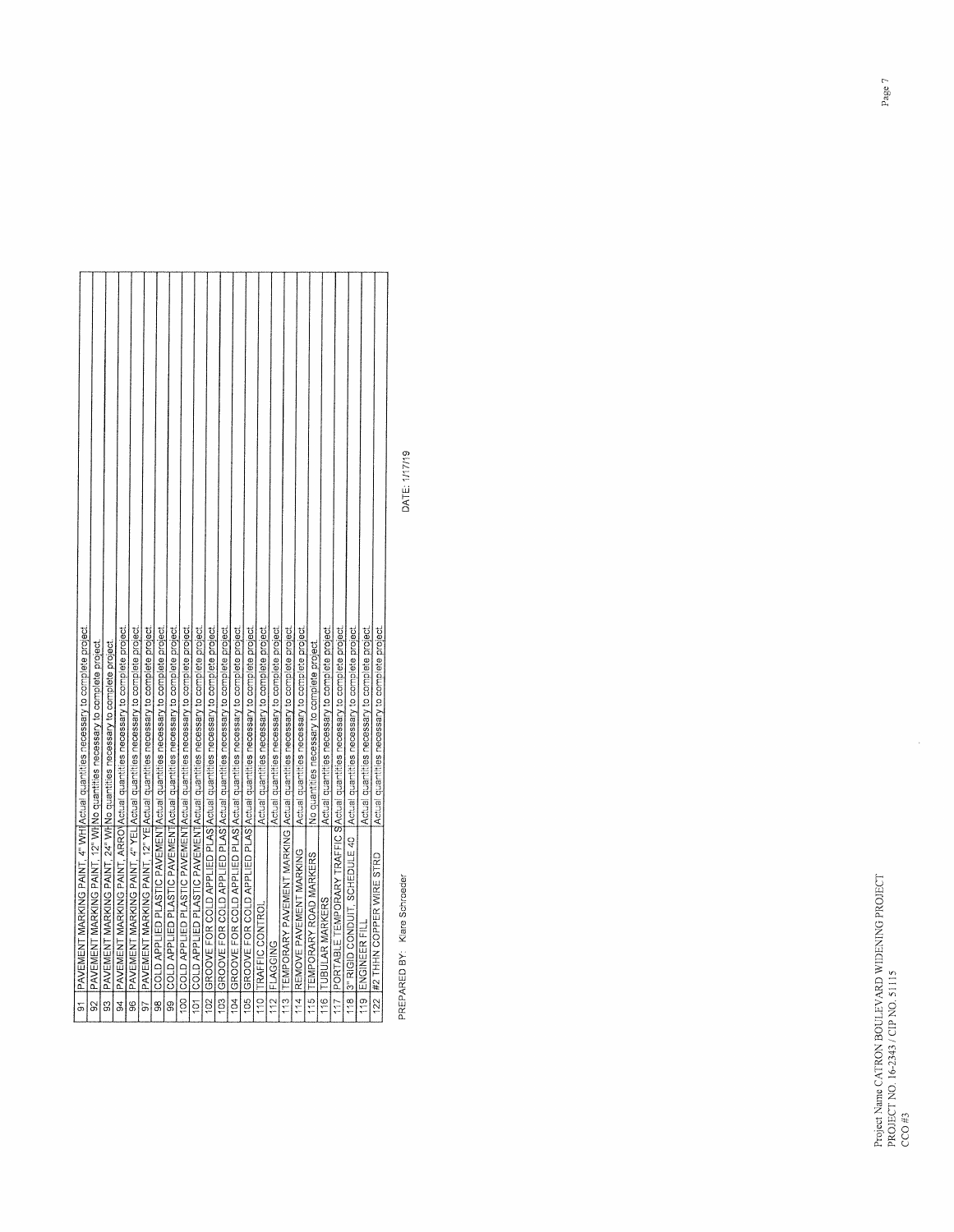| | | |
|---|---|---|
| 91 | PAVEMENT MARKING PAINT, 4" WH | Actual quantities necessary to complete project. |
| 92 | PAVEMENT MARKING PAINT, 12" WH | No quantities necessary to complete project. |
| 93 | PAVEMENT MARKING PAINT, 24" WH | No quantities necessary to complete project. |
| 94 | PAVEMENT MARKING PAINT, ARRO | Actual quantities necessary to complete project. |
| 96 | PAVEMENT MARKING PAINT, 4" YEL | Actual quantities necessary to complete project. |
| 97 | PAVEMENT MARKING PAINT, 12" YE | Actual quantities necessary to complete project. |
| 98 | COLD APPLIED PLASTIC PAVEMENT | Actual quantities necessary to complete project. |
| 99 | COLD APPLIED PLASTIC PAVEMENT | Actual quantities necessary to complete project. |
| 100 | COLD APPLIED PLASTIC PAVEMENT | Actual quantities necessary to complete project. |
| 101 | COLD APPLIED PLASTIC PAVEMENT | Actual quantities necessary to complete project. |
| 102 | GROOVE FOR COLD APPLIED PLAS | Actual quantities necessary to complete project. |
| 103 | GROOVE FOR COLD APPLIED PLAS | Actual quantities necessary to complete project. |
| 104 | GROOVE FOR COLD APPLIED PLAS | Actual quantities necessary to complete project. |
| 105 | GROOVE FOR COLD APPLIED PLAS | Actual quantities necessary to complete project. |
| 110 | TRAFFIC CONTROL | Actual quantities necessary to complete project. |
| 112 | FLAGGING | Actual quantities necessary to complete project. |
| 113 | TEMPORARY PAVEMENT MARKING | Actual quantities necessary to complete project. |
| 114 | REMOVE PAVEMENT MARKING | Actual quantities necessary to complete project. |
| 115 | TEMPORARY ROAD MARKERS | No quantities necessary to complete project. |
| 116 | TUBULAR MARKERS | Actual quantities necessary to complete project. |
| 117 | PORTABLE TEMPORARY TRAFFIC S | Actual quantities necessary to complete project. |
| 118 | 3" RIGID CONDUIT, SCHEDULE 40 | Actual quantities necessary to complete project. |
| 119 | ENGINEER FILL | Actual quantities necessary to complete project. |
| 122 | #2 THHN COPPER WIRE STRD | Actual quantities necessary to complete project. |

PREPARED BY: Klare Schroeder

DATE: 1/17/19

Project Name CATRON BOULEVARD WIDENING PROJECT
PROJECT NO. 16-2343 / CIP NO. 51115
CCO #3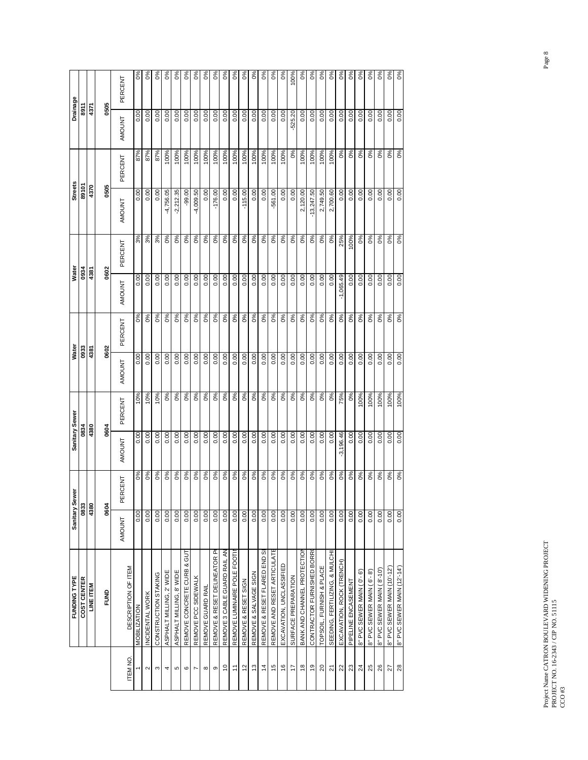| | FUNDING TYPE | Sanitary Sewer | | Sanitary Sewer | | Water | | Water | | Streets | | Drainage | |
|---|---|---|---|---|---|---|---|---|---|---|---|---|---|
| | COST CENTER | 0833 | | 0834 | | 0933 | | 0934 | | 89101 | | 8911 | |
| | LINE ITEM | 4380 | | 4380 | | 4381 | | 4381 | | 4370 | | 4371 | |
| | FUND | 0604 | | 0604 | | 0602 | | 0602 | | 0505 | | 0505 | |
| ITEM NO. | DESCRIPTION OF ITEM | AMOUNT | PERCENT | AMOUNT | PERCENT | AMOUNT | PERCENT | AMOUNT | PERCENT | AMOUNT | PERCENT | AMOUNT | PERCENT |
| 1 | MOBILIZATION | 0.00 | 0% | 0.00 | 10% | 0.00 | 0% | 0.00 | 3% | 0.00 | 87% | 0.00 | 0% |
| 2 | INCIDENTAL WORK | 0.00 | 0% | 0.00 | 10% | 0.00 | 0% | 0.00 | 3% | 0.00 | 87% | 0.00 | 0% |
| 3 | CONSTRUCTION STAKING | 0.00 | 0% | 0.00 | 10% | 0.00 | 0% | 0.00 | 3% | 0.00 | 87% | 0.00 | 0% |
| 4 | ASPHALT MILLING, 2' WIDE | 0.00 | 0% | 0.00 | 0% | 0.00 | 0% | 0.00 | 0% | -4,756.05 | 100% | 0.00 | 0% |
| 5 | ASPHALT MILLING, 8' WIDE | 0.00 | 0% | 0.00 | 0% | 0.00 | 0% | 0.00 | 0% | -2,212.35 | 100% | 0.00 | 0% |
| 6 | REMOVE CONCRETE CURB & GUT | 0.00 | 0% | 0.00 | 0% | 0.00 | 0% | 0.00 | 0% | -99.00 | 100% | 0.00 | 0% |
| 7 | REMOVE PCC SIDEWALK | 0.00 | 0% | 0.00 | 0% | 0.00 | 0% | 0.00 | 0% | -4,009.50 | 100% | 0.00 | 0% |
| 8 | REMOVE GUARD RAIL | 0.00 | 0% | 0.00 | 0% | 0.00 | 0% | 0.00 | 0% | 0.00 | 100% | 0.00 | 0% |
| 9 | REMOVE & RESET DELINEATOR P | 0.00 | 0% | 0.00 | 0% | 0.00 | 0% | 0.00 | 0% | -176.00 | 100% | 0.00 | 0% |
| 10 | REMOVE 3 CABLE GUARD RAIL AN | 0.00 | 0% | 0.00 | 0% | 0.00 | 0% | 0.00 | 0% | 0.00 | 100% | 0.00 | 0% |
| 11 | REMOVE LUMINAIRE POLE FOOTI | 0.00 | 0% | 0.00 | 0% | 0.00 | 0% | 0.00 | 0% | 0.00 | 100% | 0.00 | 0% |
| 12 | REMOVE & RESET SIGN | 0.00 | 0% | 0.00 | 0% | 0.00 | 0% | 0.00 | 0% | -115.00 | 100% | 0.00 | 0% |
| 13 | REMOVE & SALVAGE SIGN | 0.00 | 0% | 0.00 | 0% | 0.00 | 0% | 0.00 | 0% | 0.00 | 100% | 0.00 | 0% |
| 14 | REMOVE & RESET FLARED END S | 0.00 | 0% | 0.00 | 0% | 0.00 | 0% | 0.00 | 0% | 0.00 | 100% | 0.00 | 0% |
| 15 | REMOVE AND RESET ARTICULATE | 0.00 | 0% | 0.00 | 0% | 0.00 | 0% | 0.00 | 0% | -561.00 | 100% | 0.00 | 0% |
| 16 | EXCAVATION, UNCLASSIFIED | 0.00 | 0% | 0.00 | 0% | 0.00 | 0% | 0.00 | 0% | 0.00 | 100% | 0.00 | 0% |
| 17 | SURFACE PREPARATION | 0.00 | 0% | 0.00 | 0% | 0.00 | 0% | 0.00 | 0% | 0.00 | 0% | -525.20 | 100% |
| 18 | BANK AND CHANNEL PROTECTION | 0.00 | 0% | 0.00 | 0% | 0.00 | 0% | 0.00 | 0% | 2,120.00 | 100% | 0.00 | 0% |
| 19 | CONTRACTOR FURNISHED BORR | 0.00 | 0% | 0.00 | 0% | 0.00 | 0% | 0.00 | 0% | -13,247.50 | 100% | 0.00 | 0% |
| 20 | TOPSOIL, FURNISH & PLACE | 0.00 | 0% | 0.00 | 0% | 0.00 | 0% | 0.00 | 0% | 2,749.50 | 100% | 0.00 | 0% |
| 21 | SEEDING, FERTILIZING, & MULCHI | 0.00 | 0% | 0.00 | 0% | 0.00 | 0% | 0.00 | 0% | 2,700.60 | 100% | 0.00 | 0% |
| 22 | EXCAVATION, ROCK (TRENCH) | 0.00 | 0% | -3,196.46 | 75% | 0.00 | 0% | -1,065.49 | 25% | 0.00 | 0% | 0.00 | 0% |
| 23 | PIPELINE ENCASEMENT | 0.00 | 0% | 0.00 | 0% | 0.00 | 0% | 0.00 | 100% | 0.00 | 0% | 0.00 | 0% |
| 24 | 8" PVC SEWER MAIN ( 0'- 6') | 0.00 | 0% | 0.00 | 100% | 0.00 | 0% | 0.00 | 0% | 0.00 | 0% | 0.00 | 0% |
| 25 | 8" PVC SEWER MAIN ( 6'- 8') | 0.00 | 0% | 0.00 | 100% | 0.00 | 0% | 0.00 | 0% | 0.00 | 0% | 0.00 | 0% |
| 26 | 8" PVC SEWER MAIN ( 8'-10') | 0.00 | 0% | 0.00 | 100% | 0.00 | 0% | 0.00 | 0% | 0.00 | 0% | 0.00 | 0% |
| 27 | 8" PVC SEWER MAIN (10'-12') | 0.00 | 0% | 0.00 | 100% | 0.00 | 0% | 0.00 | 0% | 0.00 | 0% | 0.00 | 0% |
| 28 | 8" PVC SEWER MAIN (12'-14') | 0.00 | 0% | 0.00 | 100% | 0.00 | 0% | 0.00 | 0% | 0.00 | 0% | 0.00 | 0% |

Project Name CATRON BOULEVARD WIDENING PROJECT
PROJECT NO. 16-2343 / CIP NO. 51115
CCO #3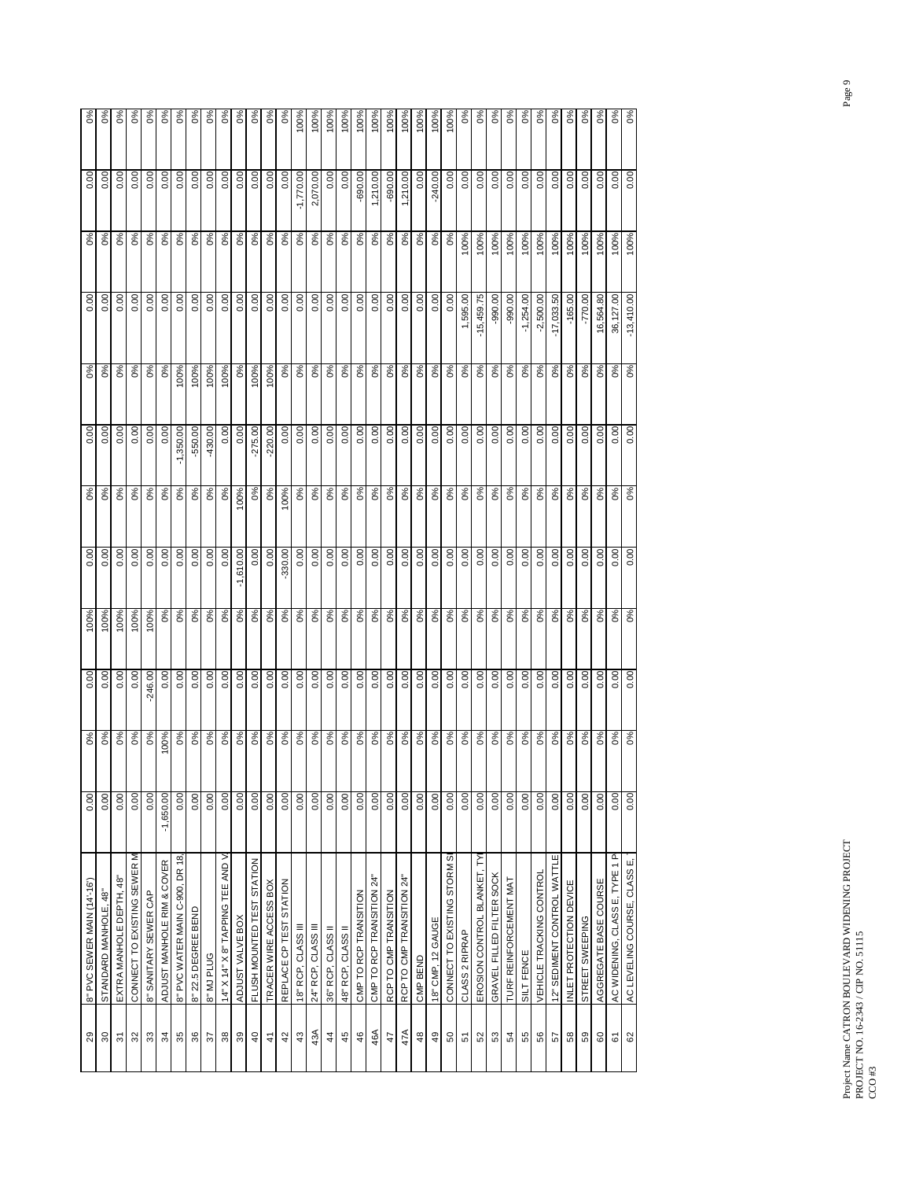| | | | | | | | | | | | | | |
|---|---|---|---|---|---|---|---|---|---|---|---|---|---|
| 29 | 8" PVC SEWER MAIN (14'-16') | 0.00 | 0% | 0.00 | 100% | 0.00 | 0% | 0.00 | 0% | 0.00 | 0% | 0.00 | 0% |
| 30 | STANDARD MANHOLE, 48" | 0.00 | 0% | 0.00 | 100% | 0.00 | 0% | 0.00 | 0% | 0.00 | 0% | 0.00 | 0% |
| 31 | EXTRA MANHOLE DEPTH, 48" | 0.00 | 0% | 0.00 | 100% | 0.00 | 0% | 0.00 | 0% | 0.00 | 0% | 0.00 | 0% |
| 32 | CONNECT TO EXISTING SEWER M | 0.00 | 0% | 0.00 | 100% | 0.00 | 0% | 0.00 | 0% | 0.00 | 0% | 0.00 | 0% |
| 33 | 8" SANITARY SEWER CAP | 0.00 | 0% | -246.00 | 100% | 0.00 | 0% | 0.00 | 0% | 0.00 | 0% | 0.00 | 0% |
| 34 | ADJUST MANHOLE RIM & COVER | -1,650.00 | 100% | 0.00 | 0% | 0.00 | 0% | 0.00 | 0% | 0.00 | 0% | 0.00 | 0% |
| 35 | 8" PVC WATER MAIN C-900, DR 18, | 0.00 | 0% | 0.00 | 0% | 0.00 | 0% | -1,350.00 | 100% | 0.00 | 0% | 0.00 | 0% |
| 36 | 8" 22.5 DEGREE BEND | 0.00 | 0% | 0.00 | 0% | 0.00 | 0% | -550.00 | 100% | 0.00 | 0% | 0.00 | 0% |
| 37 | 8" MJ PLUG | 0.00 | 0% | 0.00 | 0% | 0.00 | 0% | -430.00 | 100% | 0.00 | 0% | 0.00 | 0% |
| 38 | 14" X 14" X 8" TAPPING TEE AND V | 0.00 | 0% | 0.00 | 0% | 0.00 | 0% | 0.00 | 100% | 0.00 | 0% | 0.00 | 0% |
| 39 | ADJUST VALVE BOX | 0.00 | 0% | 0.00 | 0% | -1,610.00 | 100% | 0.00 | 0% | 0.00 | 0% | 0.00 | 0% |
| 40 | FLUSH MOUNTED TEST STATION | 0.00 | 0% | 0.00 | 0% | 0.00 | 0% | -275.00 | 100% | 0.00 | 0% | 0.00 | 0% |
| 41 | TRACER WIRE ACCESS BOX | 0.00 | 0% | 0.00 | 0% | 0.00 | 0% | -220.00 | 100% | 0.00 | 0% | 0.00 | 0% |
| 42 | REPLACE CP TEST STATION | 0.00 | 0% | 0.00 | 0% | -330.00 | 100% | 0.00 | 0% | 0.00 | 0% | 0.00 | 0% |
| 43 | 18" RCP, CLASS III | 0.00 | 0% | 0.00 | 0% | 0.00 | 0% | 0.00 | 0% | 0.00 | 0% | -1,770.00 | 100% |
| 43A | 24" RCP, CLASS III | 0.00 | 0% | 0.00 | 0% | 0.00 | 0% | 0.00 | 0% | 0.00 | 0% | 2,070.00 | 100% |
| 44 | 36" RCP, CLASS II | 0.00 | 0% | 0.00 | 0% | 0.00 | 0% | 0.00 | 0% | 0.00 | 0% | 0.00 | 100% |
| 45 | 48" RCP, CLASS II | 0.00 | 0% | 0.00 | 0% | 0.00 | 0% | 0.00 | 0% | 0.00 | 0% | 0.00 | 100% |
| 46 | CMP TO RCP TRANSITION | 0.00 | 0% | 0.00 | 0% | 0.00 | 0% | 0.00 | 0% | 0.00 | 0% | -690.00 | 100% |
| 46A | CMP TO RCP TRANSITION 24" | 0.00 | 0% | 0.00 | 0% | 0.00 | 0% | 0.00 | 0% | 0.00 | 0% | 1,210.00 | 100% |
| 47 | RCP TO CMP TRANSITION | 0.00 | 0% | 0.00 | 0% | 0.00 | 0% | 0.00 | 0% | 0.00 | 0% | -690.00 | 100% |
| 47A | RCP TO CMP TRANSITION 24" | 0.00 | 0% | 0.00 | 0% | 0.00 | 0% | 0.00 | 0% | 0.00 | 0% | 1,210.00 | 100% |
| 48 | CMP BEND | 0.00 | 0% | 0.00 | 0% | 0.00 | 0% | 0.00 | 0% | 0.00 | 0% | 0.00 | 100% |
| 49 | 18" CMP, 12 GAUGE | 0.00 | 0% | 0.00 | 0% | 0.00 | 0% | 0.00 | 0% | 0.00 | 0% | -240.00 | 100% |
| 50 | CONNECT TO EXISTING STORM S | 0.00 | 0% | 0.00 | 0% | 0.00 | 0% | 0.00 | 0% | 0.00 | 0% | 0.00 | 100% |
| 51 | CLASS 2 RIPRAP | 0.00 | 0% | 0.00 | 0% | 0.00 | 0% | 0.00 | 0% | 1,595.00 | 100% | 0.00 | 0% |
| 52 | EROSION CONTROL BLANKET, TY | 0.00 | 0% | 0.00 | 0% | 0.00 | 0% | 0.00 | 0% | -15,459.75 | 100% | 0.00 | 0% |
| 53 | GRAVEL FILLED FILTER SOCK | 0.00 | 0% | 0.00 | 0% | 0.00 | 0% | 0.00 | 0% | -990.00 | 100% | 0.00 | 0% |
| 54 | TURF REINFORCEMENT MAT | 0.00 | 0% | 0.00 | 0% | 0.00 | 0% | 0.00 | 0% | -990.00 | 100% | 0.00 | 0% |
| 55 | SILT FENCE | 0.00 | 0% | 0.00 | 0% | 0.00 | 0% | 0.00 | 0% | -1,254.00 | 100% | 0.00 | 0% |
| 56 | VEHICLE TRACKING CONTROL | 0.00 | 0% | 0.00 | 0% | 0.00 | 0% | 0.00 | 0% | -2,500.00 | 100% | 0.00 | 0% |
| 57 | 12" SEDIMENT CONTROL WATTLE | 0.00 | 0% | 0.00 | 0% | 0.00 | 0% | 0.00 | 0% | -17,033.50 | 100% | 0.00 | 0% |
| 58 | INLET PROTECTION DEVICE | 0.00 | 0% | 0.00 | 0% | 0.00 | 0% | 0.00 | 0% | -165.00 | 100% | 0.00 | 0% |
| 59 | STREET SWEEPING | 0.00 | 0% | 0.00 | 0% | 0.00 | 0% | 0.00 | 0% | -770.00 | 100% | 0.00 | 0% |
| 60 | AGGREGATE BASE COURSE | 0.00 | 0% | 0.00 | 0% | 0.00 | 0% | 0.00 | 0% | 16,564.80 | 100% | 0.00 | 0% |
| 61 | AC WIDENING, CLASS E, TYPE 1 P | 0.00 | 0% | 0.00 | 0% | 0.00 | 0% | 0.00 | 0% | 36,127.00 | 100% | 0.00 | 0% |
| 62 | AC LEVELING COURSE, CLASS E, | 0.00 | 0% | 0.00 | 0% | 0.00 | 0% | 0.00 | 0% | -13,410.00 | 100% | 0.00 | 0% |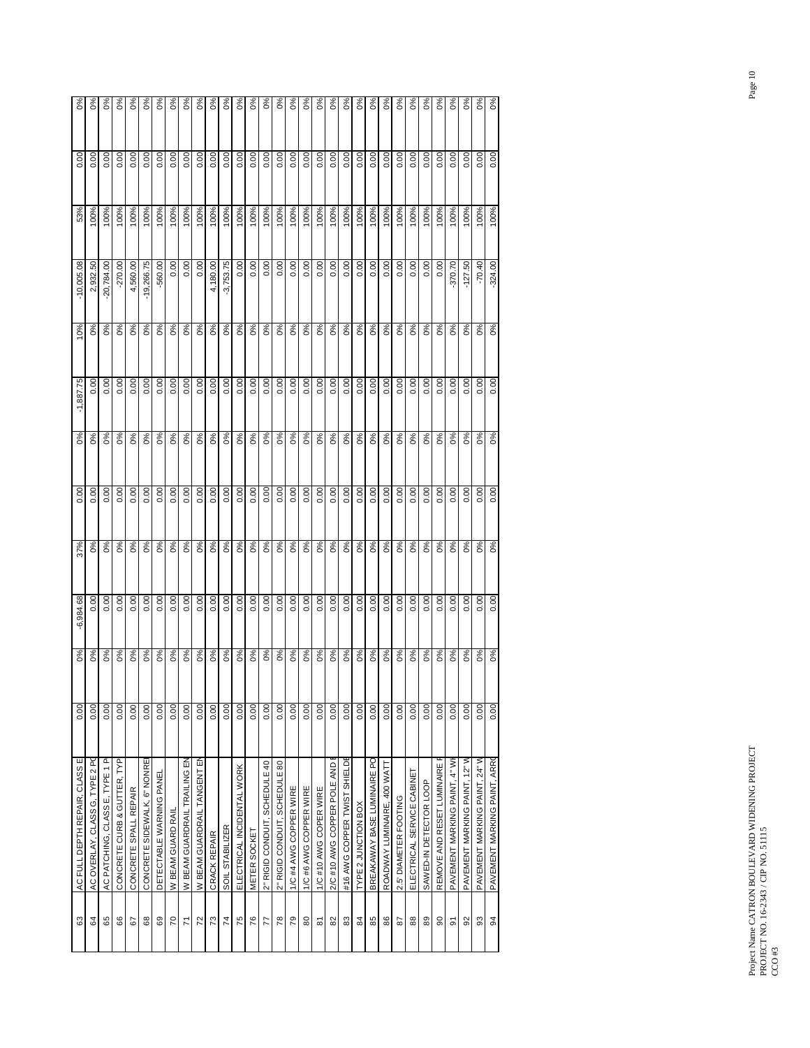| | | | | | | | | | | | | |
|---|---|---|---|---|---|---|---|---|---|---|---|---|
| 63 | AC FULL DEPTH REPAIR, CLASS E | 0.00 | 0% | -6,984.68 | 37% | 0.00 | 0% | -1,887.75 | 10% | -10,005.08 | 53% | 0.00 | 0% |
| 64 | AC OVERLAY, CLASS G, TYPE 2 PO | 0.00 | 0% | 0.00 | 0% | 0.00 | 0% | 0.00 | 0% | 2,932.50 | 100% | 0.00 | 0% |
| 65 | AC PATCHING, CLASS E, TYPE 1 P | 0.00 | 0% | 0.00 | 0% | 0.00 | 0% | 0.00 | 0% | -20,784.00 | 100% | 0.00 | 0% |
| 66 | CONCRETE CURB & GUTTER, TYP | 0.00 | 0% | 0.00 | 0% | 0.00 | 0% | 0.00 | 0% | -270.00 | 100% | 0.00 | 0% |
| 67 | CONCRETE SPALL REPAIR | 0.00 | 0% | 0.00 | 0% | 0.00 | 0% | 0.00 | 0% | 4,560.00 | 100% | 0.00 | 0% |
| 68 | CONCRETE SIDEWALK, 6" NONRE | 0.00 | 0% | 0.00 | 0% | 0.00 | 0% | 0.00 | 0% | -19,266.75 | 100% | 0.00 | 0% |
| 69 | DETECTABLE WARNING PANEL | 0.00 | 0% | 0.00 | 0% | 0.00 | 0% | 0.00 | 0% | -560.00 | 100% | 0.00 | 0% |
| 70 | W BEAM GUARD RAIL | 0.00 | 0% | 0.00 | 0% | 0.00 | 0% | 0.00 | 0% | 0.00 | 100% | 0.00 | 0% |
| 71 | W BEAM GUARDRAIL TRAILING EN | 0.00 | 0% | 0.00 | 0% | 0.00 | 0% | 0.00 | 0% | 0.00 | 100% | 0.00 | 0% |
| 72 | W BEAM GUARDRAIL TANGENT EN | 0.00 | 0% | 0.00 | 0% | 0.00 | 0% | 0.00 | 0% | 0.00 | 100% | 0.00 | 0% |
| 73 | CRACK REPAIR | 0.00 | 0% | 0.00 | 0% | 0.00 | 0% | 0.00 | 0% | 4,180.00 | 100% | 0.00 | 0% |
| 74 | SOIL STABILIZER | 0.00 | 0% | 0.00 | 0% | 0.00 | 0% | 0.00 | 0% | -3,753.75 | 100% | 0.00 | 0% |
| 75 | ELECTRICAL INCIDENTAL WORK | 0.00 | 0% | 0.00 | 0% | 0.00 | 0% | 0.00 | 0% | 0.00 | 100% | 0.00 | 0% |
| 76 | METER SOCKET | 0.00 | 0% | 0.00 | 0% | 0.00 | 0% | 0.00 | 0% | 0.00 | 100% | 0.00 | 0% |
| 77 | 2" RIGID CONDUIT, SCHEDULE 40 | 0.00 | 0% | 0.00 | 0% | 0.00 | 0% | 0.00 | 0% | 0.00 | 100% | 0.00 | 0% |
| 78 | 2" RIGID CONDUIT, SCHEDULE 80 | 0.00 | 0% | 0.00 | 0% | 0.00 | 0% | 0.00 | 0% | 0.00 | 100% | 0.00 | 0% |
| 79 | 1/C #4 AWG COPPER WIRE | 0.00 | 0% | 0.00 | 0% | 0.00 | 0% | 0.00 | 0% | 0.00 | 100% | 0.00 | 0% |
| 80 | 1/C #6 AWG COPPER WIRE | 0.00 | 0% | 0.00 | 0% | 0.00 | 0% | 0.00 | 0% | 0.00 | 100% | 0.00 | 0% |
| 81 | 1/C #10 AWG COPER WIRE | 0.00 | 0% | 0.00 | 0% | 0.00 | 0% | 0.00 | 0% | 0.00 | 100% | 0.00 | 0% |
| 82 | 2/C #10 AWG COPPER POLE AND E | 0.00 | 0% | 0.00 | 0% | 0.00 | 0% | 0.00 | 0% | 0.00 | 100% | 0.00 | 0% |
| 83 | #16 AWG COPPER TWIST SHIELDE | 0.00 | 0% | 0.00 | 0% | 0.00 | 0% | 0.00 | 0% | 0.00 | 100% | 0.00 | 0% |
| 84 | TYPE 2 JUNCTION BOX | 0.00 | 0% | 0.00 | 0% | 0.00 | 0% | 0.00 | 0% | 0.00 | 100% | 0.00 | 0% |
| 85 | BREAKAWAY BASE LUMINAIRE PO | 0.00 | 0% | 0.00 | 0% | 0.00 | 0% | 0.00 | 0% | 0.00 | 100% | 0.00 | 0% |
| 86 | ROADWAY LUMINAIRE, 400 WATT | 0.00 | 0% | 0.00 | 0% | 0.00 | 0% | 0.00 | 0% | 0.00 | 100% | 0.00 | 0% |
| 87 | 2.5' DIAMETER FOOTING | 0.00 | 0% | 0.00 | 0% | 0.00 | 0% | 0.00 | 0% | 0.00 | 100% | 0.00 | 0% |
| 88 | ELECTRICAL SERVICE CABINET | 0.00 | 0% | 0.00 | 0% | 0.00 | 0% | 0.00 | 0% | 0.00 | 100% | 0.00 | 0% |
| 89 | SAWED-IN DETECTOR LOOP | 0.00 | 0% | 0.00 | 0% | 0.00 | 0% | 0.00 | 0% | 0.00 | 100% | 0.00 | 0% |
| 90 | REMOVE AND RESET LUMINAIRE F | 0.00 | 0% | 0.00 | 0% | 0.00 | 0% | 0.00 | 0% | 0.00 | 100% | 0.00 | 0% |
| 91 | PAVEMENT MARKING PAINT, 4" WH | 0.00 | 0% | 0.00 | 0% | 0.00 | 0% | 0.00 | 0% | -370.70 | 100% | 0.00 | 0% |
| 92 | PAVEMENT MARKING PAINT, 12" W | 0.00 | 0% | 0.00 | 0% | 0.00 | 0% | 0.00 | 0% | -127.50 | 100% | 0.00 | 0% |
| 93 | PAVEMENT MARKING PAINT, 24" W | 0.00 | 0% | 0.00 | 0% | 0.00 | 0% | 0.00 | 0% | -70.40 | 100% | 0.00 | 0% |
| 94 | PAVEMENT MARKING PAINT, ARRO | 0.00 | 0% | 0.00 | 0% | 0.00 | 0% | 0.00 | 0% | -324.00 | 100% | 0.00 | 0% |

Project Name CATRON BOULEVARD WIDENING PROJECT
PROJECT NO. 16-2343 / CIP NO. 51115
CCO #3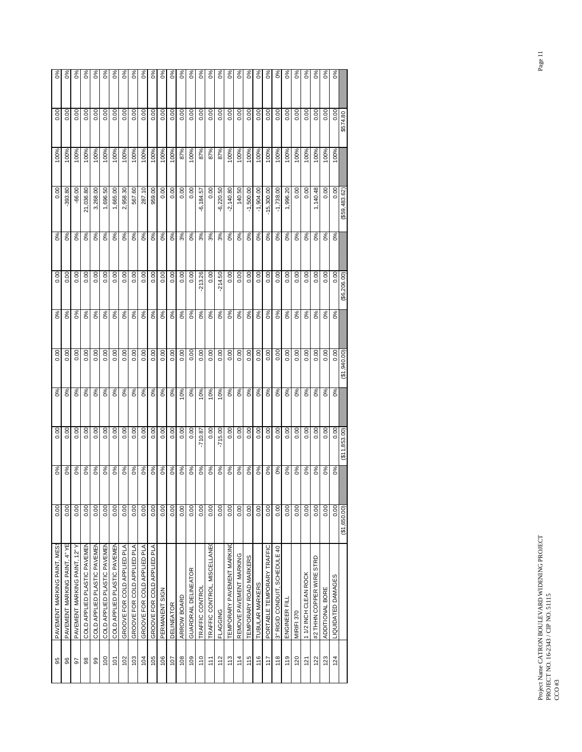| | | | | | | | | | | | | | |
|---|---|---|---|---|---|---|---|---|---|---|---|---|---|
| 95 | PAVEMENT MARKING PAINT, MESS | 0.00 | 0% | 0.00 | 0% | 0.00 | 0% | 0.00 | 0% | 0.00 | 100% | 0.00 | 0% |
| 96 | PAVEMENT MARKING PAINT, 4" YE | 0.00 | 0% | 0.00 | 0% | 0.00 | 0% | 0.00 | 0% | -393.80 | 100% | 0.00 | 0% |
| 97 | PAVEMENT MARKING PAINT, 12" Y | 0.00 | 0% | 0.00 | 0% | 0.00 | 0% | 0.00 | 0% | -66.00 | 100% | 0.00 | 0% |
| 98 | COLD APPLIED PLASTIC PAVEMEN | 0.00 | 0% | 0.00 | 0% | 0.00 | 0% | 0.00 | 0% | 21,036.80 | 100% | 0.00 | 0% |
| 99 | COLD APPLIED PLASTIC PAVEMEN | 0.00 | 0% | 0.00 | 0% | 0.00 | 0% | 0.00 | 0% | 3,268.00 | 100% | 0.00 | 0% |
| 100 | COLD APPLIED PLASTIC PAVEMEN | 0.00 | 0% | 0.00 | 0% | 0.00 | 0% | 0.00 | 0% | 1,696.50 | 100% | 0.00 | 0% |
| 101 | COLD APPLIED PLASTIC PAVEMEN | 0.00 | 0% | 0.00 | 0% | 0.00 | 0% | 0.00 | 0% | 1,665.00 | 100% | 0.00 | 0% |
| 102 | GROOVE FOR COLD APPLIED PLA | 0.00 | 0% | 0.00 | 0% | 0.00 | 0% | 0.00 | 0% | 2,958.30 | 100% | 0.00 | 0% |
| 103 | GROOVE FOR COLD APPLIED PLA | 0.00 | 0% | 0.00 | 0% | 0.00 | 0% | 0.00 | 0% | 567.60 | 100% | 0.00 | 0% |
| 104 | GROOVE FOR COLD APPLIED PLA | 0.00 | 0% | 0.00 | 0% | 0.00 | 0% | 0.00 | 0% | 287.10 | 100% | 0.00 | 0% |
| 105 | GROOVE FOR COLD APPLIED PLA | 0.00 | 0% | 0.00 | 0% | 0.00 | 0% | 0.00 | 0% | 959.00 | 100% | 0.00 | 0% |
| 106 | PERMANENT SIGN | 0.00 | 0% | 0.00 | 0% | 0.00 | 0% | 0.00 | 0% | 0.00 | 100% | 0.00 | 0% |
| 107 | DELINEATOR | 0.00 | 0% | 0.00 | 0% | 0.00 | 0% | 0.00 | 0% | 0.00 | 100% | 0.00 | 0% |
| 108 | ARROW BOARD | 0.00 | 0% | 0.00 | 10% | 0.00 | 0% | 0.00 | 3% | 0.00 | 87% | 0.00 | 0% |
| 109 | GUARDRAIL DELINEATOR | 0.00 | 0% | 0.00 | 0% | 0.00 | 0% | 0.00 | 0% | 0.00 | 100% | 0.00 | 0% |
| 110 | TRAFFIC CONTROL | 0.00 | 0% | -710.87 | 10% | 0.00 | 0% | -213.26 | 3% | -6,184.57 | 87% | 0.00 | 0% |
| 111 | TRAFFIC CONTROL, MISCELLANEO | 0.00 | 0% | 0.00 | 10% | 0.00 | 0% | 0.00 | 3% | 0.00 | 87% | 0.00 | 0% |
| 112 | FLAGGING | 0.00 | 0% | -715.00 | 10% | 0.00 | 0% | -214.50 | 3% | -6,220.50 | 87% | 0.00 | 0% |
| 113 | TEMPORARY PAVEMENT MARKING | 0.00 | 0% | 0.00 | 0% | 0.00 | 0% | 0.00 | 0% | -2,140.80 | 100% | 0.00 | 0% |
| 114 | REMOVE PAVEMENT MARKING | 0.00 | 0% | 0.00 | 0% | 0.00 | 0% | 0.00 | 0% | 140.50 | 100% | 0.00 | 0% |
| 115 | TEMPORARY ROAD MARKERS | 0.00 | 0% | 0.00 | 0% | 0.00 | 0% | 0.00 | 0% | -1,500.00 | 100% | 0.00 | 0% |
| 116 | TUBULAR MARKERS | 0.00 | 0% | 0.00 | 0% | 0.00 | 0% | 0.00 | 0% | -1,904.00 | 100% | 0.00 | 0% |
| 117 | PORTABLE TEMPORARY TRAFFIC | 0.00 | 0% | 0.00 | 0% | 0.00 | 0% | 0.00 | 0% | -15,300.00 | 100% | 0.00 | 0% |
| 118 | 3" RIGID CONDUIT, SCHEDULE 40 | 0.00 | 0% | 0.00 | 0% | 0.00 | 0% | 0.00 | 0% | -1,738.00 | 100% | 0.00 | 0% |
| 119 | ENGINEER FILL | 0.00 | 0% | 0.00 | 0% | 0.00 | 0% | 0.00 | 0% | 1,996.20 | 100% | 0.00 | 0% |
| 120 | MIRIFI 370 | 0.00 | 0% | 0.00 | 0% | 0.00 | 0% | 0.00 | 0% | 0.00 | 100% | 0.00 | 0% |
| 121 | 1 1/2 INCH CLEAN ROCK | 0.00 | 0% | 0.00 | 0% | 0.00 | 0% | 0.00 | 0% | 0.00 | 100% | 0.00 | 0% |
| 122 | #2 THHN COPPER WIRE STRD | 0.00 | 0% | 0.00 | 0% | 0.00 | 0% | 0.00 | 0% | 1,140.48 | 100% | 0.00 | 0% |
| 123 | ADDITIONAL BORE | 0.00 | 0% | 0.00 | 0% | 0.00 | 0% | 0.00 | 0% | 0.00 | 100% | 0.00 | 0% |
| 124 | LIQUIDATED DAMAGES | 0.00 | 0% | 0.00 | 0% | 0.00 | 0% | 0.00 | 0% | 0.00 | 100% | 0.00 | 0% |
| | | ($1,650.00) | | ($11,853.00) | | ($1,940.00) | | ($6,206.00) | | ($59,483.62) | | $574.80 | |

Project Name CATRON BOULEVARD WIDENING PROJECT
PROJECT NO. 16-2343 / CIP NO. 51115
CCO #3